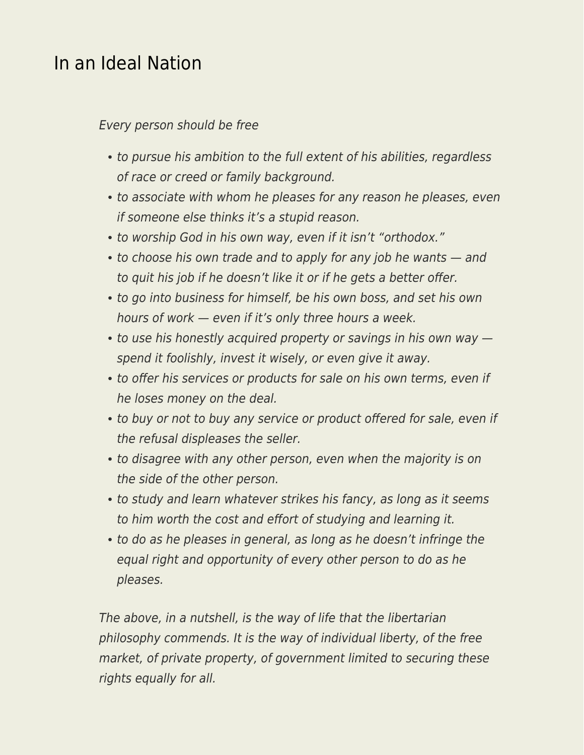# In an Ideal Nation

*Every person should be free*

- *to pursue his ambition to the full extent of his abilities, regardless of race or creed or family background.*
- *to associate with whom he pleases for any reason he pleases, even if someone else thinks it's a stupid reason.*
- *to worship God in his own way, even if it isn't "orthodox."*
- *to choose his own trade and to apply for any job he wants — and to quit his job if he doesn't like it or if he gets a better offer.*
- *to go into business for himself, be his own boss, and set his own hours of work — even if it's only three hours a week.*
- *to use his honestly acquired property or savings in his own way — spend it foolishly, invest it wisely, or even give it away.*
- *to offer his services or products for sale on his own terms, even if he loses money on the deal.*
- *to buy or not to buy any service or product offered for sale, even if the refusal displeases the seller.*
- *to disagree with any other person, even when the majority is on the side of the other person.*
- *to study and learn whatever strikes his fancy, as long as it seems to him worth the cost and effort of studying and learning it.*
- *to do as he pleases in general, as long as he doesn't infringe the equal right and opportunity of every other person to do as he pleases.*

*The above, in a nutshell, is the way of life that the libertarian philosophy commends. It is the way of individual liberty, of the free market, of private property, of government limited to securing these rights equally for all.*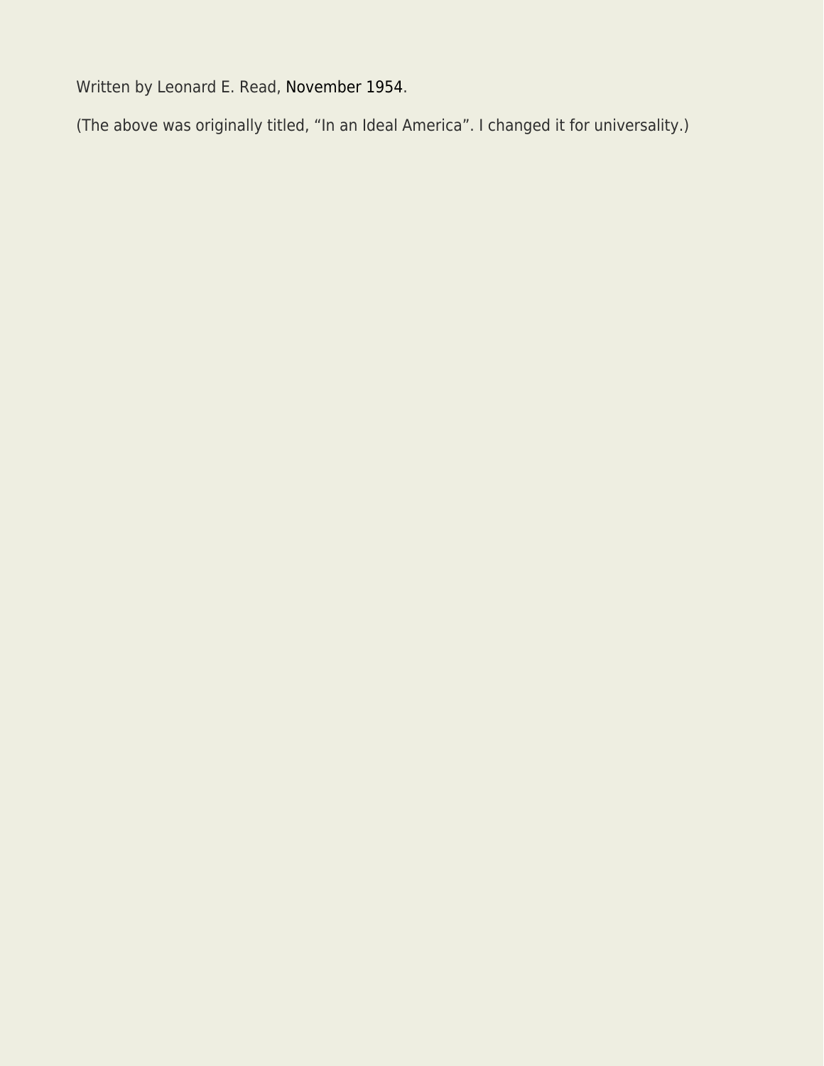Written by Leonard E. Read, November 1954.

(The above was originally titled, “In an Ideal America”. I changed it for universality.)